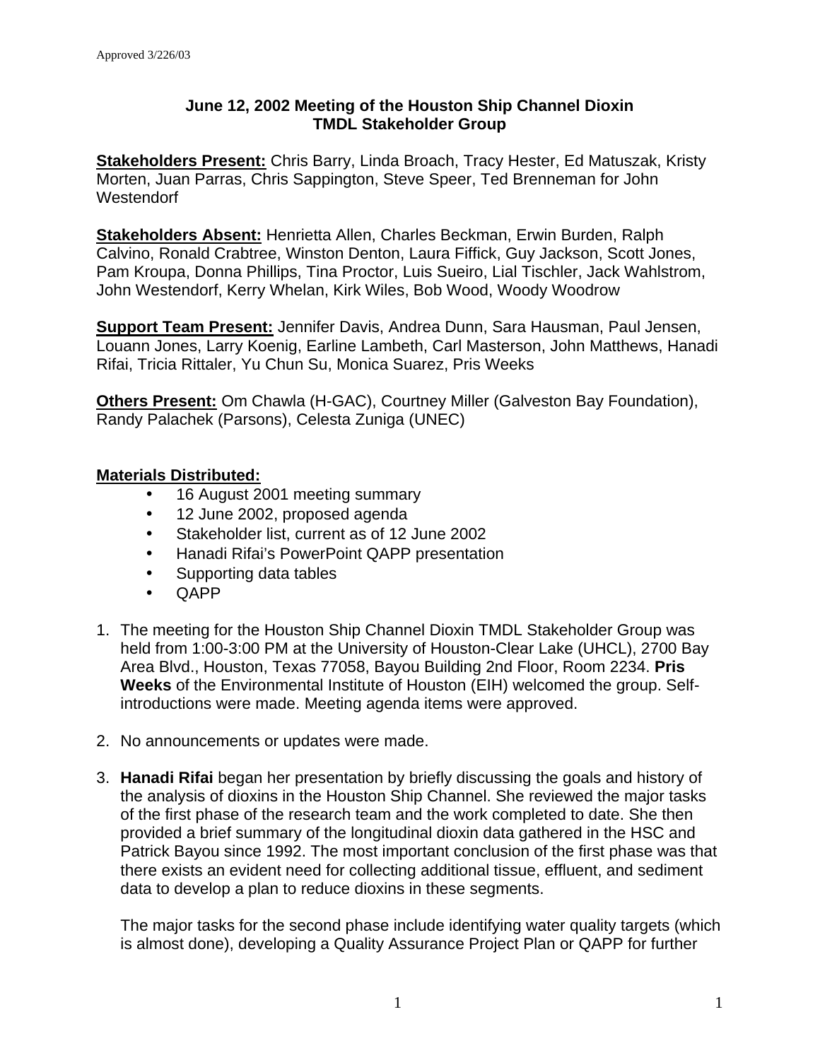Approved 3/226/03

**June 12, 2002 Meeting of the Houston Ship Channel Dioxin TMDL Stakeholder Group**

**Stakeholders Present:** Chris Barry, Linda Broach, Tracy Hester, Ed Matuszak, Kristy Morten, Juan Parras, Chris Sappington, Steve Speer, Ted Brenneman for John Westendorf

**Stakeholders Absent:** Henrietta Allen, Charles Beckman, Erwin Burden, Ralph Calvino, Ronald Crabtree, Winston Denton, Laura Fiffick, Guy Jackson, Scott Jones, Pam Kroupa, Donna Phillips, Tina Proctor, Luis Sueiro, Lial Tischler, Jack Wahlstrom, John Westendorf, Kerry Whelan, Kirk Wiles, Bob Wood, Woody Woodrow

**Support Team Present:** Jennifer Davis, Andrea Dunn, Sara Hausman, Paul Jensen, Louann Jones, Larry Koenig, Earline Lambeth, Carl Masterson, John Matthews, Hanadi Rifai, Tricia Rittaler, Yu Chun Su, Monica Suarez, Pris Weeks

**Others Present:** Om Chawla (H-GAC), Courtney Miller (Galveston Bay Foundation), Randy Palachek (Parsons), Celesta Zuniga (UNEC)

**Materials Distributed:**

- 16 August 2001 meeting summary
- 12 June 2002, proposed agenda
- Stakeholder list, current as of 12 June 2002
- Hanadi Rifai's PowerPoint QAPP presentation
- Supporting data tables
- QAPP

1. The meeting for the Houston Ship Channel Dioxin TMDL Stakeholder Group was held from 1:00-3:00 PM at the University of Houston-Clear Lake (UHCL), 2700 Bay Area Blvd., Houston, Texas 77058, Bayou Building 2nd Floor, Room 2234. **Pris Weeks** of the Environmental Institute of Houston (EIH) welcomed the group. Self-introductions were made. Meeting agenda items were approved.

2. No announcements or updates were made.

3. **Hanadi Rifai** began her presentation by briefly discussing the goals and history of the analysis of dioxins in the Houston Ship Channel. She reviewed the major tasks of the first phase of the research team and the work completed to date. She then provided a brief summary of the longitudinal dioxin data gathered in the HSC and Patrick Bayou since 1992. The most important conclusion of the first phase was that there exists an evident need for collecting additional tissue, effluent, and sediment data to develop a plan to reduce dioxins in these segments.

   The major tasks for the second phase include identifying water quality targets (which is almost done), developing a Quality Assurance Project Plan or QAPP for further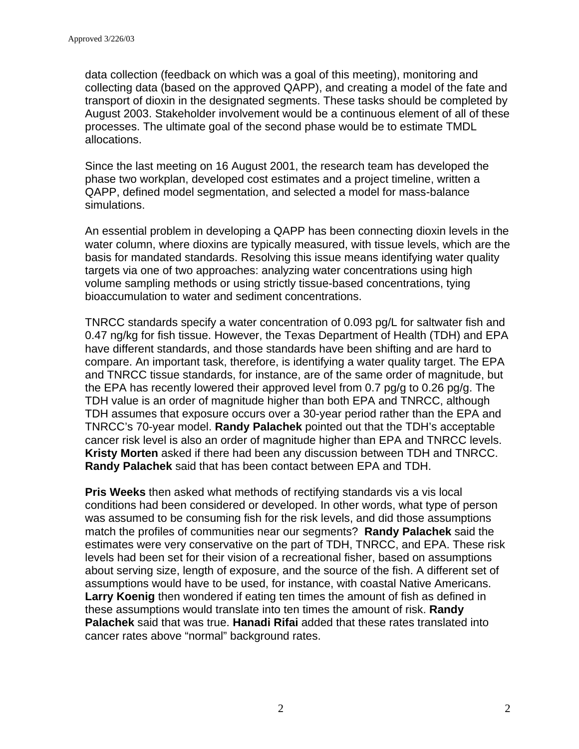data collection (feedback on which was a goal of this meeting), monitoring and collecting data (based on the approved QAPP), and creating a model of the fate and transport of dioxin in the designated segments. These tasks should be completed by August 2003. Stakeholder involvement would be a continuous element of all of these processes. The ultimate goal of the second phase would be to estimate TMDL allocations.

Since the last meeting on 16 August 2001, the research team has developed the phase two workplan, developed cost estimates and a project timeline, written a QAPP, defined model segmentation, and selected a model for mass-balance simulations.

An essential problem in developing a QAPP has been connecting dioxin levels in the water column, where dioxins are typically measured, with tissue levels, which are the basis for mandated standards. Resolving this issue means identifying water quality targets via one of two approaches: analyzing water concentrations using high volume sampling methods or using strictly tissue-based concentrations, tying bioaccumulation to water and sediment concentrations.

TNRCC standards specify a water concentration of 0.093 pg/L for saltwater fish and 0.47 ng/kg for fish tissue. However, the Texas Department of Health (TDH) and EPA have different standards, and those standards have been shifting and are hard to compare. An important task, therefore, is identifying a water quality target. The EPA and TNRCC tissue standards, for instance, are of the same order of magnitude, but the EPA has recently lowered their approved level from 0.7 pg/g to 0.26 pg/g. The TDH value is an order of magnitude higher than both EPA and TNRCC, although TDH assumes that exposure occurs over a 30-year period rather than the EPA and TNRCC's 70-year model. **Randy Palachek** pointed out that the TDH's acceptable cancer risk level is also an order of magnitude higher than EPA and TNRCC levels. **Kristy Morten** asked if there had been any discussion between TDH and TNRCC. **Randy Palachek** said that has been contact between EPA and TDH.

**Pris Weeks** then asked what methods of rectifying standards vis a vis local conditions had been considered or developed. In other words, what type of person was assumed to be consuming fish for the risk levels, and did those assumptions match the profiles of communities near our segments? **Randy Palachek** said the estimates were very conservative on the part of TDH, TNRCC, and EPA. These risk levels had been set for their vision of a recreational fisher, based on assumptions about serving size, length of exposure, and the source of the fish. A different set of assumptions would have to be used, for instance, with coastal Native Americans. **Larry Koenig** then wondered if eating ten times the amount of fish as defined in these assumptions would translate into ten times the amount of risk. **Randy Palachek** said that was true. **Hanadi Rifai** added that these rates translated into cancer rates above "normal" background rates.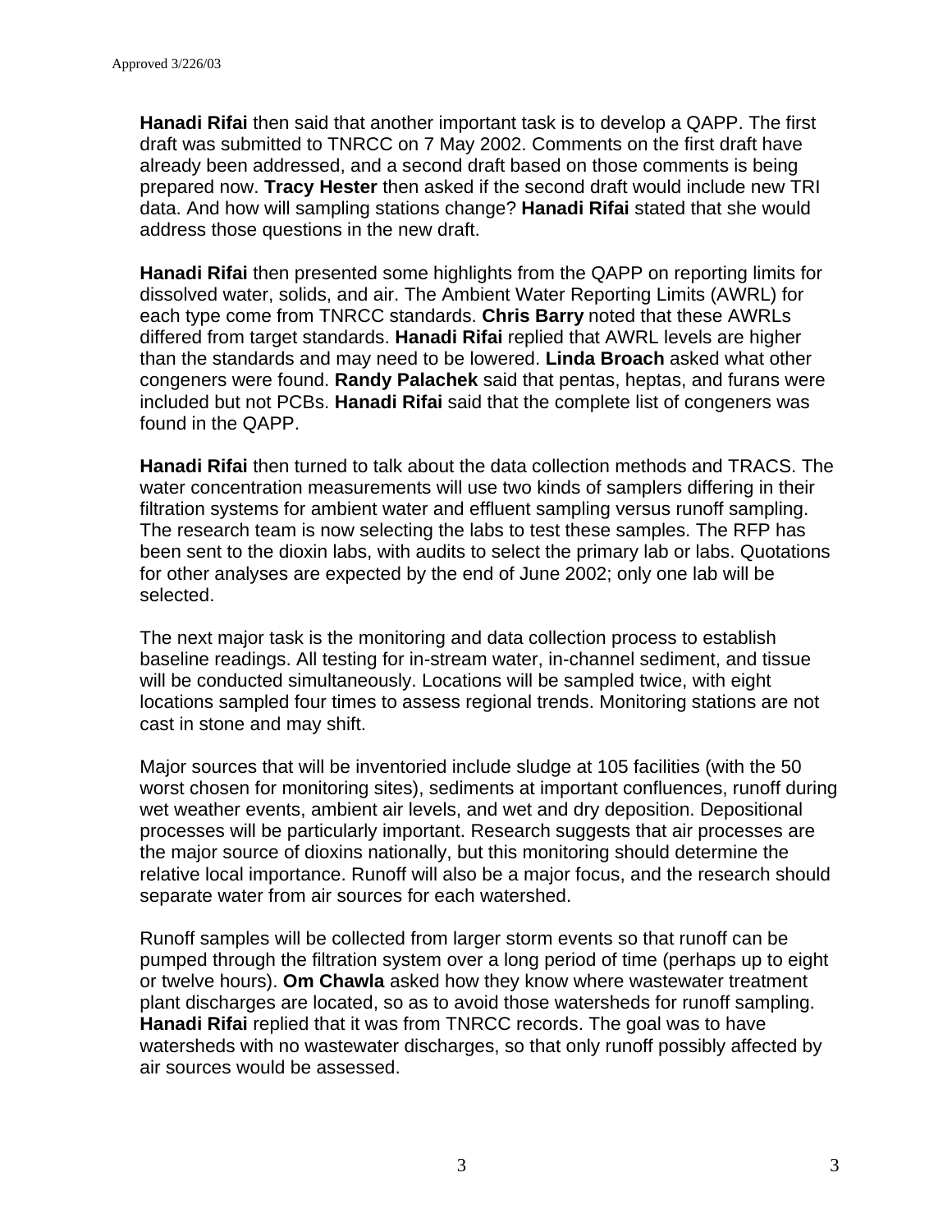**Hanadi Rifai** then said that another important task is to develop a QAPP. The first draft was submitted to TNRCC on 7 May 2002. Comments on the first draft have already been addressed, and a second draft based on those comments is being prepared now. **Tracy Hester** then asked if the second draft would include new TRI data. And how will sampling stations change? **Hanadi Rifai** stated that she would address those questions in the new draft.

**Hanadi Rifai** then presented some highlights from the QAPP on reporting limits for dissolved water, solids, and air. The Ambient Water Reporting Limits (AWRL) for each type come from TNRCC standards. **Chris Barry** noted that these AWRLs differed from target standards. **Hanadi Rifai** replied that AWRL levels are higher than the standards and may need to be lowered. **Linda Broach** asked what other congeners were found. **Randy Palachek** said that pentas, heptas, and furans were included but not PCBs. **Hanadi Rifai** said that the complete list of congeners was found in the QAPP.

**Hanadi Rifai** then turned to talk about the data collection methods and TRACS. The water concentration measurements will use two kinds of samplers differing in their filtration systems for ambient water and effluent sampling versus runoff sampling. The research team is now selecting the labs to test these samples. The RFP has been sent to the dioxin labs, with audits to select the primary lab or labs. Quotations for other analyses are expected by the end of June 2002; only one lab will be selected.

The next major task is the monitoring and data collection process to establish baseline readings. All testing for in-stream water, in-channel sediment, and tissue will be conducted simultaneously. Locations will be sampled twice, with eight locations sampled four times to assess regional trends. Monitoring stations are not cast in stone and may shift.

Major sources that will be inventoried include sludge at 105 facilities (with the 50 worst chosen for monitoring sites), sediments at important confluences, runoff during wet weather events, ambient air levels, and wet and dry deposition. Depositional processes will be particularly important. Research suggests that air processes are the major source of dioxins nationally, but this monitoring should determine the relative local importance. Runoff will also be a major focus, and the research should separate water from air sources for each watershed.

Runoff samples will be collected from larger storm events so that runoff can be pumped through the filtration system over a long period of time (perhaps up to eight or twelve hours). **Om Chawla** asked how they know where wastewater treatment plant discharges are located, so as to avoid those watersheds for runoff sampling. **Hanadi Rifai** replied that it was from TNRCC records. The goal was to have watersheds with no wastewater discharges, so that only runoff possibly affected by air sources would be assessed.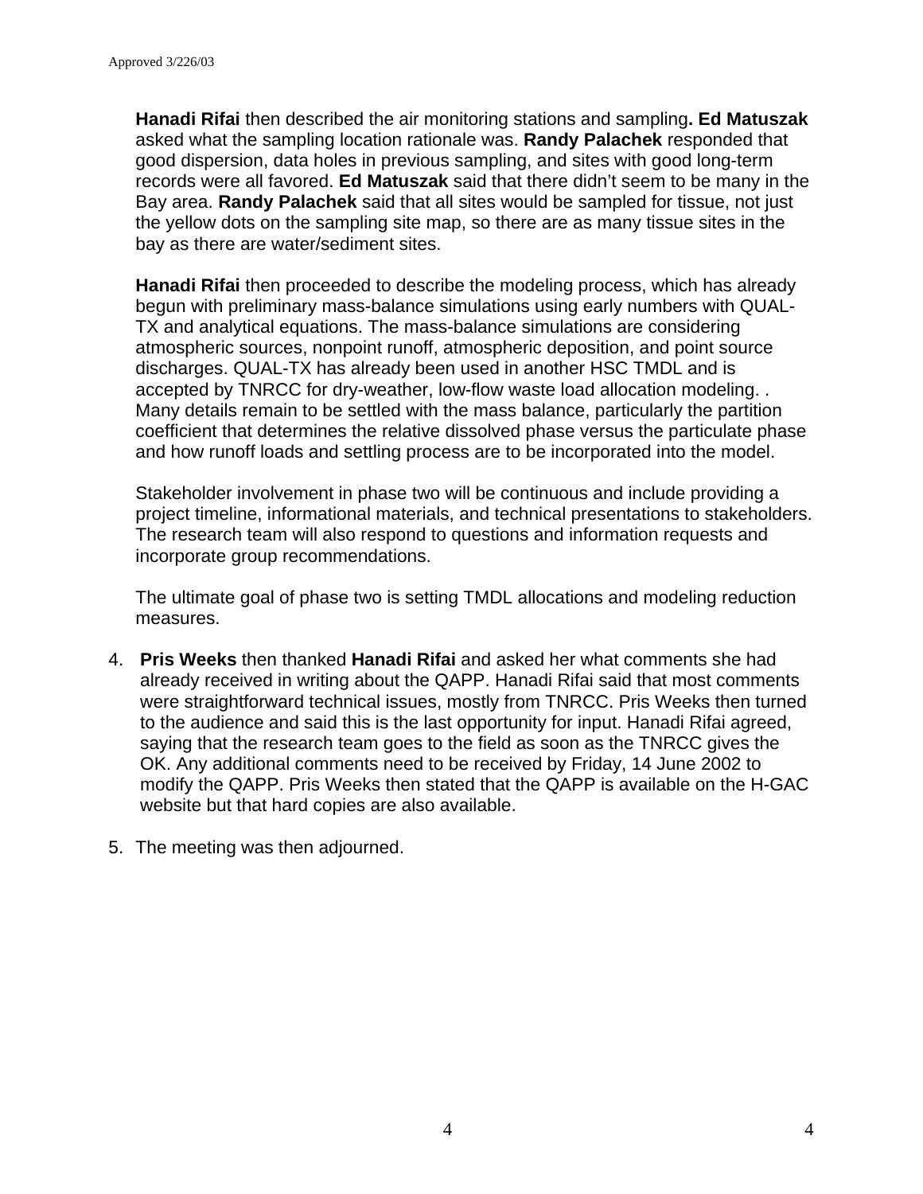**Hanadi Rifai** then described the air monitoring stations and sampling**. Ed Matuszak** asked what the sampling location rationale was. **Randy Palachek** responded that good dispersion, data holes in previous sampling, and sites with good long-term records were all favored. **Ed Matuszak** said that there didn't seem to be many in the Bay area. **Randy Palachek** said that all sites would be sampled for tissue, not just the yellow dots on the sampling site map, so there are as many tissue sites in the bay as there are water/sediment sites.

**Hanadi Rifai** then proceeded to describe the modeling process, which has already begun with preliminary mass-balance simulations using early numbers with QUAL-TX and analytical equations. The mass-balance simulations are considering atmospheric sources, nonpoint runoff, atmospheric deposition, and point source discharges. QUAL-TX has already been used in another HSC TMDL and is accepted by TNRCC for dry-weather, low-flow waste load allocation modeling. . Many details remain to be settled with the mass balance, particularly the partition coefficient that determines the relative dissolved phase versus the particulate phase and how runoff loads and settling process are to be incorporated into the model.

Stakeholder involvement in phase two will be continuous and include providing a project timeline, informational materials, and technical presentations to stakeholders. The research team will also respond to questions and information requests and incorporate group recommendations.

The ultimate goal of phase two is setting TMDL allocations and modeling reduction measures.

4. **Pris Weeks** then thanked **Hanadi Rifai** and asked her what comments she had already received in writing about the QAPP. Hanadi Rifai said that most comments were straightforward technical issues, mostly from TNRCC. Pris Weeks then turned to the audience and said this is the last opportunity for input. Hanadi Rifai agreed, saying that the research team goes to the field as soon as the TNRCC gives the OK. Any additional comments need to be received by Friday, 14 June 2002 to modify the QAPP. Pris Weeks then stated that the QAPP is available on the H-GAC website but that hard copies are also available.

5. The meeting was then adjourned.